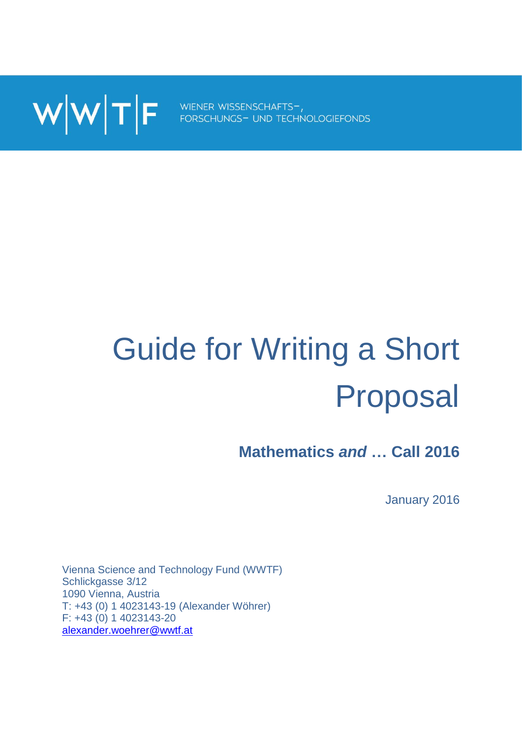W|W|T|F WIENER WISSENSCHAFTS-, FORSCHUNGS- UND TECHNOLOGIEFONDS

# Guide for Writing a Short Proposal

## Mathematics *and* … Call 2016

January 2016

Vienna Science and Technology Fund (WWTF)
Schlickgasse 3/12
1090 Vienna, Austria
T: +43 (0) 1 4023143-19 (Alexander Wöhrer)
F: +43 (0) 1 4023143-20
alexander.woehrer@wwtf.at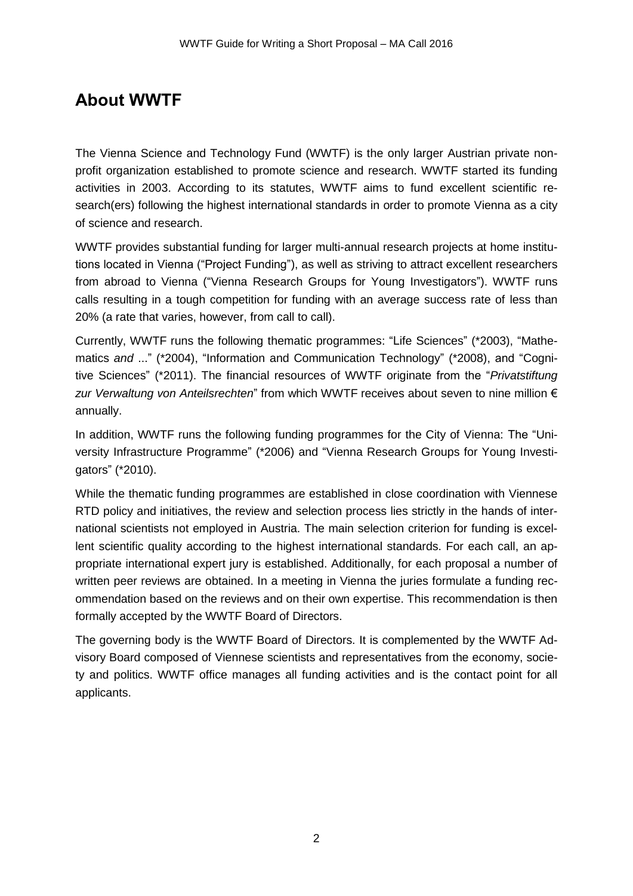## About WWTF

The Vienna Science and Technology Fund (WWTF) is the only larger Austrian private non-profit organization established to promote science and research. WWTF started its funding activities in 2003. According to its statutes, WWTF aims to fund excellent scientific research(ers) following the highest international standards in order to promote Vienna as a city of science and research.

WWTF provides substantial funding for larger multi-annual research projects at home institutions located in Vienna ("Project Funding"), as well as striving to attract excellent researchers from abroad to Vienna ("Vienna Research Groups for Young Investigators"). WWTF runs calls resulting in a tough competition for funding with an average success rate of less than 20% (a rate that varies, however, from call to call).

Currently, WWTF runs the following thematic programmes: "Life Sciences" (*2003), "Mathematics *and* ..." (*2004), "Information and Communication Technology" (*2008), and "Cognitive Sciences" (*2011). The financial resources of WWTF originate from the "*Privatstiftung zur Verwaltung von Anteilsrechten*" from which WWTF receives about seven to nine million € annually.

In addition, WWTF runs the following funding programmes for the City of Vienna: The "University Infrastructure Programme" (*2006) and "Vienna Research Groups for Young Investigators" (*2010).

While the thematic funding programmes are established in close coordination with Viennese RTD policy and initiatives, the review and selection process lies strictly in the hands of international scientists not employed in Austria. The main selection criterion for funding is excellent scientific quality according to the highest international standards. For each call, an appropriate international expert jury is established. Additionally, for each proposal a number of written peer reviews are obtained. In a meeting in Vienna the juries formulate a funding recommendation based on the reviews and on their own expertise. This recommendation is then formally accepted by the WWTF Board of Directors.

The governing body is the WWTF Board of Directors. It is complemented by the WWTF Advisory Board composed of Viennese scientists and representatives from the economy, society and politics. WWTF office manages all funding activities and is the contact point for all applicants.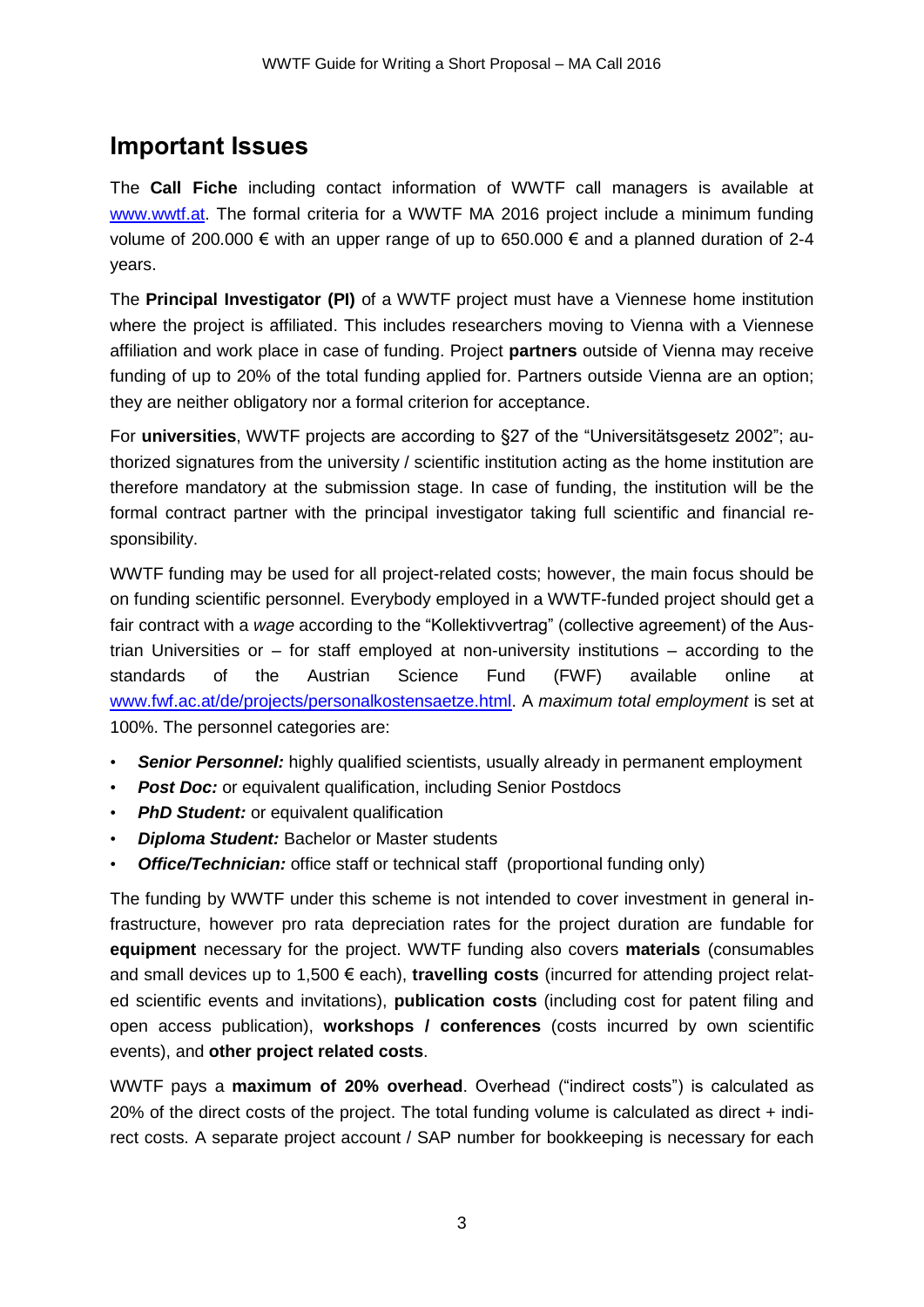## Important Issues

The **Call Fiche** including contact information of WWTF call managers is available at [www.wwtf.at](http://www.wwtf.at). The formal criteria for a WWTF MA 2016 project include a minimum funding volume of 200.000 € with an upper range of up to 650.000 € and a planned duration of 2-4 years.

The **Principal Investigator (PI)** of a WWTF project must have a Viennese home institution where the project is affiliated. This includes researchers moving to Vienna with a Viennese affiliation and work place in case of funding. Project **partners** outside of Vienna may receive funding of up to 20% of the total funding applied for. Partners outside Vienna are an option; they are neither obligatory nor a formal criterion for acceptance.

For **universities**, WWTF projects are according to §27 of the "Universitätsgesetz 2002"; authorized signatures from the university / scientific institution acting as the home institution are therefore mandatory at the submission stage. In case of funding, the institution will be the formal contract partner with the principal investigator taking full scientific and financial responsibility.

WWTF funding may be used for all project-related costs; however, the main focus should be on funding scientific personnel. Everybody employed in a WWTF-funded project should get a fair contract with a *wage* according to the "Kollektivvertrag" (collective agreement) of the Austrian Universities or – for staff employed at non-university institutions – according to the standards of the Austrian Science Fund (FWF) available online at [www.fwf.ac.at/de/projects/personalkostensaetze.html](http://www.fwf.ac.at/de/projects/personalkostensaetze.html). A *maximum total employment* is set at 100%. The personnel categories are:

- ***Senior Personnel:*** highly qualified scientists, usually already in permanent employment
- ***Post Doc:*** or equivalent qualification, including Senior Postdocs
- ***PhD Student:*** or equivalent qualification
- ***Diploma Student:*** Bachelor or Master students
- ***Office/Technician:*** office staff or technical staff (proportional funding only)

The funding by WWTF under this scheme is not intended to cover investment in general infrastructure, however pro rata depreciation rates for the project duration are fundable for **equipment** necessary for the project. WWTF funding also covers **materials** (consumables and small devices up to 1,500 € each), **travelling costs** (incurred for attending project related scientific events and invitations), **publication costs** (including cost for patent filing and open access publication), **workshops / conferences** (costs incurred by own scientific events), and **other project related costs**.

WWTF pays a **maximum of 20% overhead**. Overhead ("indirect costs") is calculated as 20% of the direct costs of the project. The total funding volume is calculated as direct + indirect costs. A separate project account / SAP number for bookkeeping is necessary for each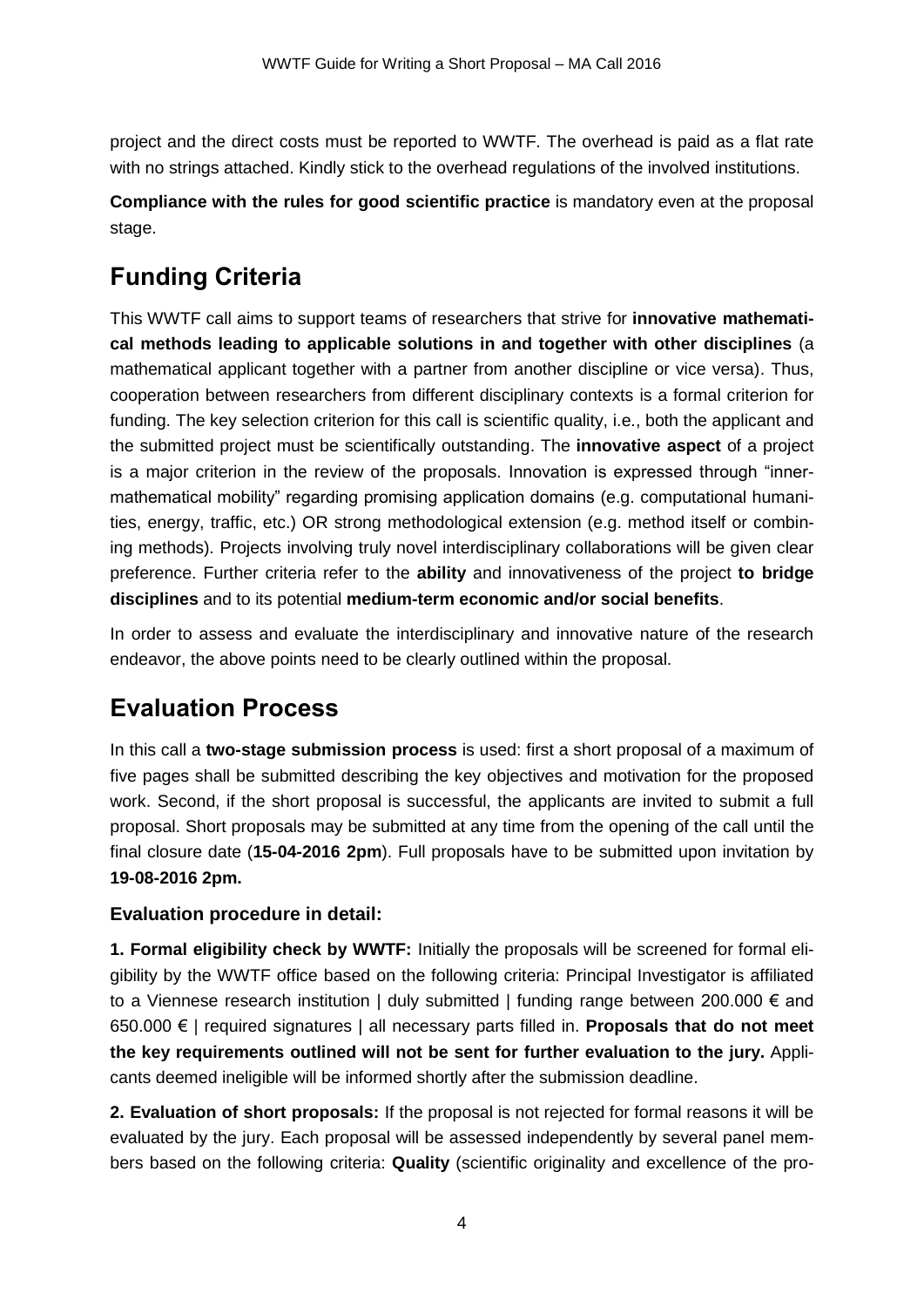project and the direct costs must be reported to WWTF. The overhead is paid as a flat rate with no strings attached. Kindly stick to the overhead regulations of the involved institutions.

**Compliance with the rules for good scientific practice** is mandatory even at the proposal stage.

# Funding Criteria

This WWTF call aims to support teams of researchers that strive for **innovative mathematical methods leading to applicable solutions in and together with other disciplines** (a mathematical applicant together with a partner from another discipline or vice versa). Thus, cooperation between researchers from different disciplinary contexts is a formal criterion for funding. The key selection criterion for this call is scientific quality, i.e., both the applicant and the submitted project must be scientifically outstanding. The **innovative aspect** of a project is a major criterion in the review of the proposals. Innovation is expressed through "inner-mathematical mobility" regarding promising application domains (e.g. computational humanities, energy, traffic, etc.) OR strong methodological extension (e.g. method itself or combining methods). Projects involving truly novel interdisciplinary collaborations will be given clear preference. Further criteria refer to the **ability** and innovativeness of the project **to bridge disciplines** and to its potential **medium-term economic and/or social benefits**.

In order to assess and evaluate the interdisciplinary and innovative nature of the research endeavor, the above points need to be clearly outlined within the proposal.

# Evaluation Process

In this call a **two-stage submission process** is used: first a short proposal of a maximum of five pages shall be submitted describing the key objectives and motivation for the proposed work. Second, if the short proposal is successful, the applicants are invited to submit a full proposal. Short proposals may be submitted at any time from the opening of the call until the final closure date (**15-04-2016 2pm**). Full proposals have to be submitted upon invitation by **19-08-2016 2pm.**

### Evaluation procedure in detail:

**1. Formal eligibility check by WWTF:** Initially the proposals will be screened for formal eligibility by the WWTF office based on the following criteria: Principal Investigator is affiliated to a Viennese research institution | duly submitted | funding range between 200.000 € and 650.000 € | required signatures | all necessary parts filled in. **Proposals that do not meet the key requirements outlined will not be sent for further evaluation to the jury.** Applicants deemed ineligible will be informed shortly after the submission deadline.

**2. Evaluation of short proposals:** If the proposal is not rejected for formal reasons it will be evaluated by the jury. Each proposal will be assessed independently by several panel members based on the following criteria: **Quality** (scientific originality and excellence of the pro-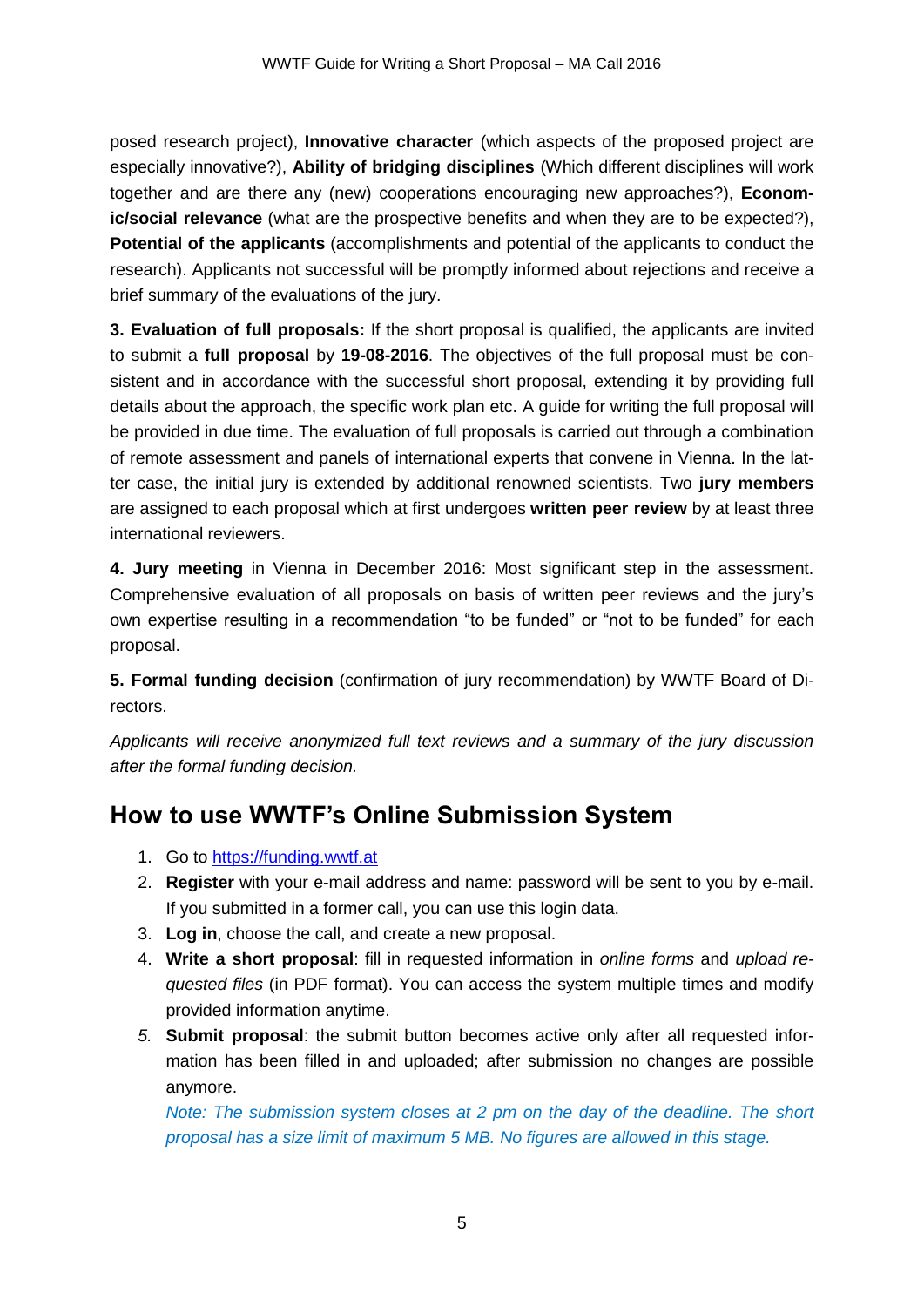posed research project), **Innovative character** (which aspects of the proposed project are especially innovative?), **Ability of bridging disciplines** (Which different disciplines will work together and are there any (new) cooperations encouraging new approaches?), **Economic/social relevance** (what are the prospective benefits and when they are to be expected?), **Potential of the applicants** (accomplishments and potential of the applicants to conduct the research). Applicants not successful will be promptly informed about rejections and receive a brief summary of the evaluations of the jury.

**3. Evaluation of full proposals:** If the short proposal is qualified, the applicants are invited to submit a **full proposal** by **19-08-2016**. The objectives of the full proposal must be consistent and in accordance with the successful short proposal, extending it by providing full details about the approach, the specific work plan etc. A guide for writing the full proposal will be provided in due time. The evaluation of full proposals is carried out through a combination of remote assessment and panels of international experts that convene in Vienna. In the latter case, the initial jury is extended by additional renowned scientists. Two **jury members** are assigned to each proposal which at first undergoes **written peer review** by at least three international reviewers.

**4. Jury meeting** in Vienna in December 2016: Most significant step in the assessment. Comprehensive evaluation of all proposals on basis of written peer reviews and the jury's own expertise resulting in a recommendation "to be funded" or "not to be funded" for each proposal.

**5. Formal funding decision** (confirmation of jury recommendation) by WWTF Board of Directors.

*Applicants will receive anonymized full text reviews and a summary of the jury discussion after the formal funding decision.*

## How to use WWTF's Online Submission System

1. Go to [https://funding.wwtf.at](https://funding.wwtf.at)
2. **Register** with your e-mail address and name: password will be sent to you by e-mail. If you submitted in a former call, you can use this login data.
3. **Log in**, choose the call, and create a new proposal.
4. **Write a short proposal**: fill in requested information in *online forms* and *upload requested files* (in PDF format). You can access the system multiple times and modify provided information anytime.
5. **Submit proposal**: the submit button becomes active only after all requested information has been filled in and uploaded; after submission no changes are possible anymore.

   *Note: The submission system closes at 2 pm on the day of the deadline. The short proposal has a size limit of maximum 5 MB. No figures are allowed in this stage.*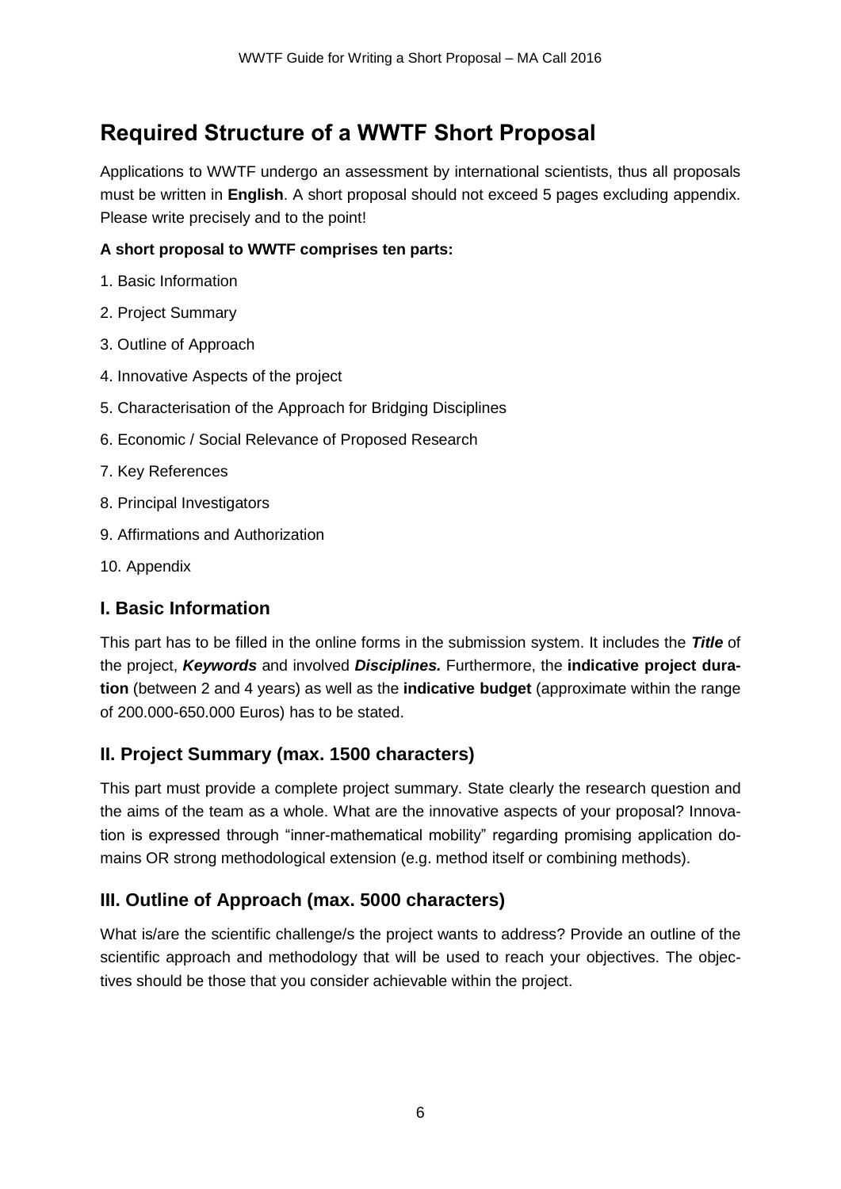# Required Structure of a WWTF Short Proposal

Applications to WWTF undergo an assessment by international scientists, thus all proposals must be written in **English**. A short proposal should not exceed 5 pages excluding appendix. Please write precisely and to the point!

**A short proposal to WWTF comprises ten parts:**

1. Basic Information
2. Project Summary
3. Outline of Approach
4. Innovative Aspects of the project
5. Characterisation of the Approach for Bridging Disciplines
6. Economic / Social Relevance of Proposed Research
7. Key References
8. Principal Investigators
9. Affirmations and Authorization
10. Appendix

## I. Basic Information

This part has to be filled in the online forms in the submission system. It includes the ***Title*** of the project, ***Keywords*** and involved ***Disciplines.*** Furthermore, the **indicative project duration** (between 2 and 4 years) as well as the **indicative budget** (approximate within the range of 200.000-650.000 Euros) has to be stated.

## II. Project Summary (max. 1500 characters)

This part must provide a complete project summary. State clearly the research question and the aims of the team as a whole. What are the innovative aspects of your proposal? Innovation is expressed through "inner-mathematical mobility" regarding promising application domains OR strong methodological extension (e.g. method itself or combining methods).

## III. Outline of Approach (max. 5000 characters)

What is/are the scientific challenge/s the project wants to address? Provide an outline of the scientific approach and methodology that will be used to reach your objectives. The objectives should be those that you consider achievable within the project.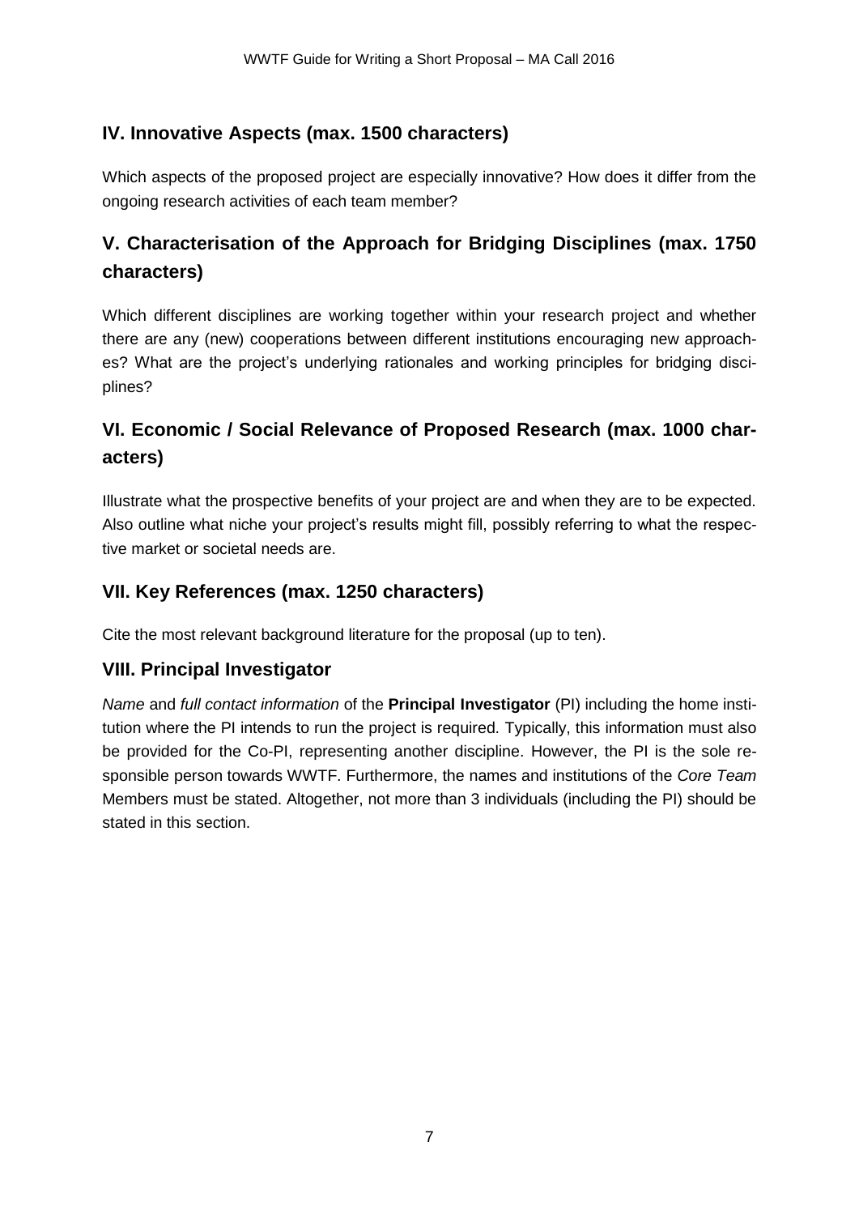## IV. Innovative Aspects (max. 1500 characters)

Which aspects of the proposed project are especially innovative? How does it differ from the ongoing research activities of each team member?

## V. Characterisation of the Approach for Bridging Disciplines (max. 1750 characters)

Which different disciplines are working together within your research project and whether there are any (new) cooperations between different institutions encouraging new approaches? What are the project's underlying rationales and working principles for bridging disciplines?

## VI. Economic / Social Relevance of Proposed Research (max. 1000 characters)

Illustrate what the prospective benefits of your project are and when they are to be expected. Also outline what niche your project's results might fill, possibly referring to what the respective market or societal needs are.

## VII. Key References (max. 1250 characters)

Cite the most relevant background literature for the proposal (up to ten).

## VIII. Principal Investigator

*Name* and *full contact information* of the **Principal Investigator** (PI) including the home institution where the PI intends to run the project is required. Typically, this information must also be provided for the Co-PI, representing another discipline. However, the PI is the sole responsible person towards WWTF. Furthermore, the names and institutions of the *Core Team* Members must be stated. Altogether, not more than 3 individuals (including the PI) should be stated in this section.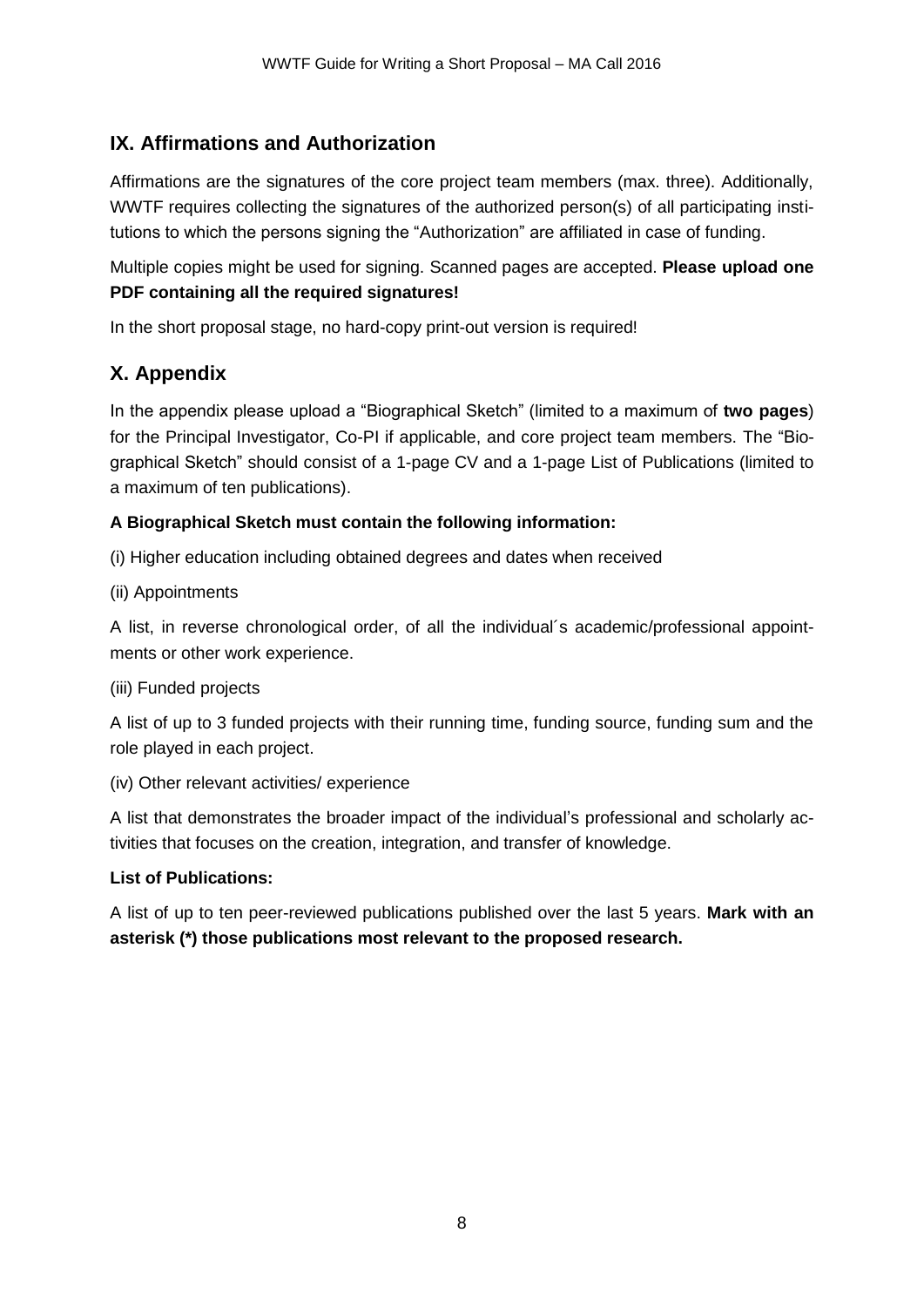## IX. Affirmations and Authorization

Affirmations are the signatures of the core project team members (max. three). Additionally, WWTF requires collecting the signatures of the authorized person(s) of all participating institutions to which the persons signing the "Authorization" are affiliated in case of funding.

Multiple copies might be used for signing. Scanned pages are accepted. **Please upload one PDF containing all the required signatures!**

In the short proposal stage, no hard-copy print-out version is required!

## X. Appendix

In the appendix please upload a "Biographical Sketch" (limited to a maximum of **two pages**) for the Principal Investigator, Co-PI if applicable, and core project team members. The "Biographical Sketch" should consist of a 1-page CV and a 1-page List of Publications (limited to a maximum of ten publications).

**A Biographical Sketch must contain the following information:**

(i) Higher education including obtained degrees and dates when received

(ii) Appointments

A list, in reverse chronological order, of all the individual´s academic/professional appointments or other work experience.

(iii) Funded projects

A list of up to 3 funded projects with their running time, funding source, funding sum and the role played in each project.

(iv) Other relevant activities/ experience

A list that demonstrates the broader impact of the individual's professional and scholarly activities that focuses on the creation, integration, and transfer of knowledge.

**List of Publications:**

A list of up to ten peer-reviewed publications published over the last 5 years. **Mark with an asterisk (*) those publications most relevant to the proposed research.**